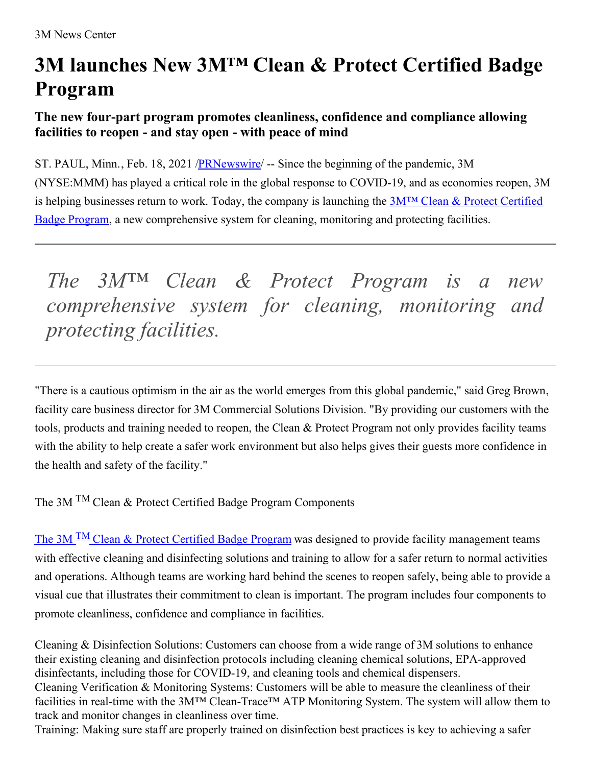3M News Center

# 3M launches New 3M™ Clean & Protect Certified Badge Program

### The new four-part program promotes cleanliness, confidence and compliance allowing facilities to reopen - and stay open - with peace of mind

ST. PAUL, Minn., Feb. 18, 2021 /PRNewswire/ -- Since the beginning of the pandemic, 3M (NYSE:MMM) has played a critical role in the global response to COVID-19, and as economies reopen, 3M is helping businesses return to work. Today, the company is launching the 3M™ Clean & Protect Certified Badge Program, a new comprehensive system for cleaning, monitoring and protecting facilities.

---

*The 3M™ Clean & Protect Program is a new comprehensive system for cleaning, monitoring and protecting facilities.*

---

"There is a cautious optimism in the air as the world emerges from this global pandemic," said Greg Brown, facility care business director for 3M Commercial Solutions Division. "By providing our customers with the tools, products and training needed to reopen, the Clean & Protect Program not only provides facility teams with the ability to help create a safer work environment but also helps gives their guests more confidence in the health and safety of the facility."

The 3M ™ Clean & Protect Certified Badge Program Components

The 3M ™ Clean & Protect Certified Badge Program was designed to provide facility management teams with effective cleaning and disinfecting solutions and training to allow for a safer return to normal activities and operations. Although teams are working hard behind the scenes to reopen safely, being able to provide a visual cue that illustrates their commitment to clean is important. The program includes four components to promote cleanliness, confidence and compliance in facilities.

Cleaning & Disinfection Solutions: Customers can choose from a wide range of 3M solutions to enhance their existing cleaning and disinfection protocols including cleaning chemical solutions, EPA-approved disinfectants, including those for COVID-19, and cleaning tools and chemical dispensers.
Cleaning Verification & Monitoring Systems: Customers will be able to measure the cleanliness of their facilities in real-time with the 3M™ Clean-Trace™ ATP Monitoring System. The system will allow them to track and monitor changes in cleanliness over time.
Training: Making sure staff are properly trained on disinfection best practices is key to achieving a safer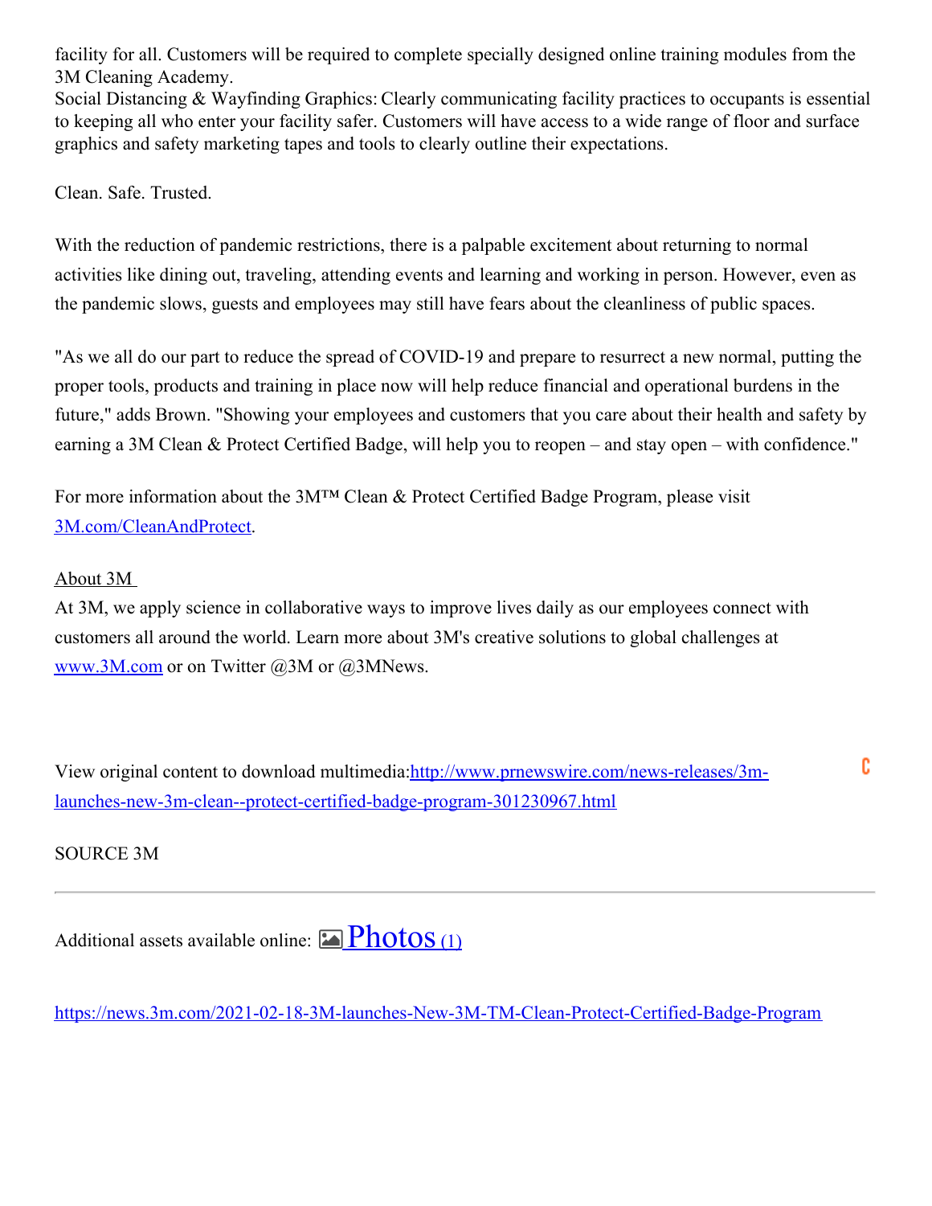facility for all. Customers will be required to complete specially designed online training modules from the 3M Cleaning Academy.

Social Distancing & Wayfinding Graphics: Clearly communicating facility practices to occupants is essential to keeping all who enter your facility safer. Customers will have access to a wide range of floor and surface graphics and safety marketing tapes and tools to clearly outline their expectations.

Clean. Safe. Trusted.

With the reduction of pandemic restrictions, there is a palpable excitement about returning to normal activities like dining out, traveling, attending events and learning and working in person. However, even as the pandemic slows, guests and employees may still have fears about the cleanliness of public spaces.

"As we all do our part to reduce the spread of COVID-19 and prepare to resurrect a new normal, putting the proper tools, products and training in place now will help reduce financial and operational burdens in the future," adds Brown. "Showing your employees and customers that you care about their health and safety by earning a 3M Clean & Protect Certified Badge, will help you to reopen – and stay open – with confidence."

For more information about the 3M™ Clean & Protect Certified Badge Program, please visit [3M.com/CleanAndProtect](3M.com/CleanAndProtect).

About 3M

At 3M, we apply science in collaborative ways to improve lives daily as our employees connect with customers all around the world. Learn more about 3M's creative solutions to global challenges at [www.3M.com](www.3M.com) or on Twitter @3M or @3MNews.

View original content to download multimedia:[http://www.prnewswire.com/news-releases/3m-launches-new-3m-clean--protect-certified-badge-program-301230967.html](http://www.prnewswire.com/news-releases/3m-launches-new-3m-clean--protect-certified-badge-program-301230967.html)

SOURCE 3M

---

Additional assets available online: Photos (1)

[https://news.3m.com/2021-02-18-3M-launches-New-3M-TM-Clean-Protect-Certified-Badge-Program](https://news.3m.com/2021-02-18-3M-launches-New-3M-TM-Clean-Protect-Certified-Badge-Program)